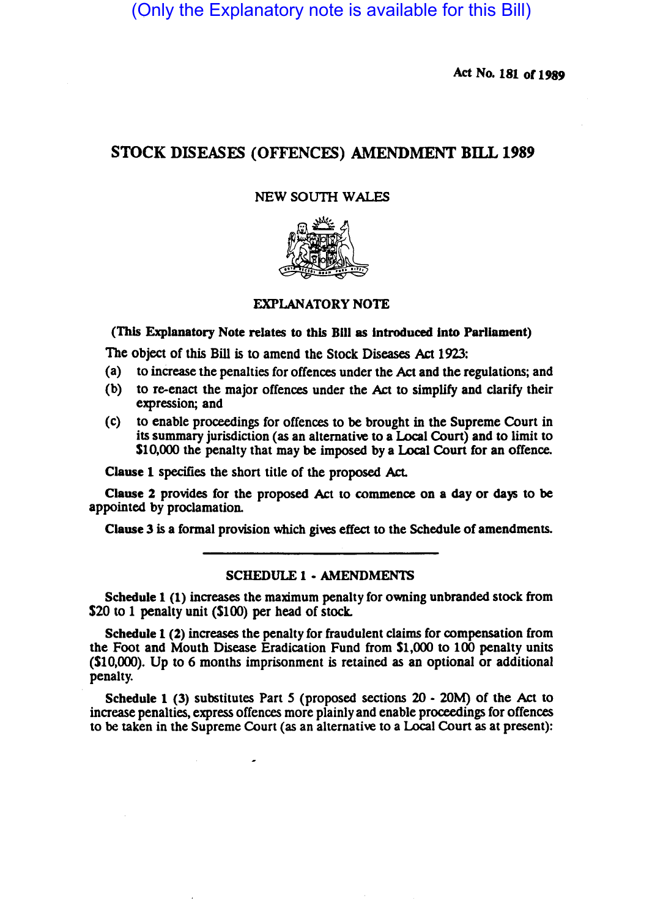(Only the Explanatory note is available for this Bill)

Act No. 181 of 1989

# STOCK DISEASES (OFFENCES) AMENDMENT BILL 1989

NEW SOUTH WALES

## EXPLANATORY NOTE

**(This Explanatory Note relates to this Bill as introduced into Parliament)**

The object of this Bill is to amend the Stock Diseases Act 1923:

(a) to increase the penalties for offences under the Act and the regulations; and

(b) to re-enact the major offences under the Act to simplify and clarify their expression; and

(c) to enable proceedings for offences to be brought in the Supreme Court in its summary jurisdiction (as an alternative to a Local Court) and to limit to $10,000 the penalty that may be imposed by a Local Court for an offence.

**Clause 1** specifies the short title of the proposed Act.

**Clause 2** provides for the proposed Act to commence on a day or days to be appointed by proclamation.

**Clause 3** is a formal provision which gives effect to the Schedule of amendments.

## SCHEDULE 1 - AMENDMENTS

**Schedule 1 (1)** increases the maximum penalty for owning unbranded stock from $20 to 1 penalty unit ($100) per head of stock.

**Schedule 1 (2)** increases the penalty for fraudulent claims for compensation from the Foot and Mouth Disease Eradication Fund from $1,000 to 100 penalty units ($10,000). Up to 6 months imprisonment is retained as an optional or additional penalty.

**Schedule 1 (3)** substitutes Part 5 (proposed sections 20 - 20M) of the Act to increase penalties, express offences more plainly and enable proceedings for offences to be taken in the Supreme Court (as an alternative to a Local Court as at present):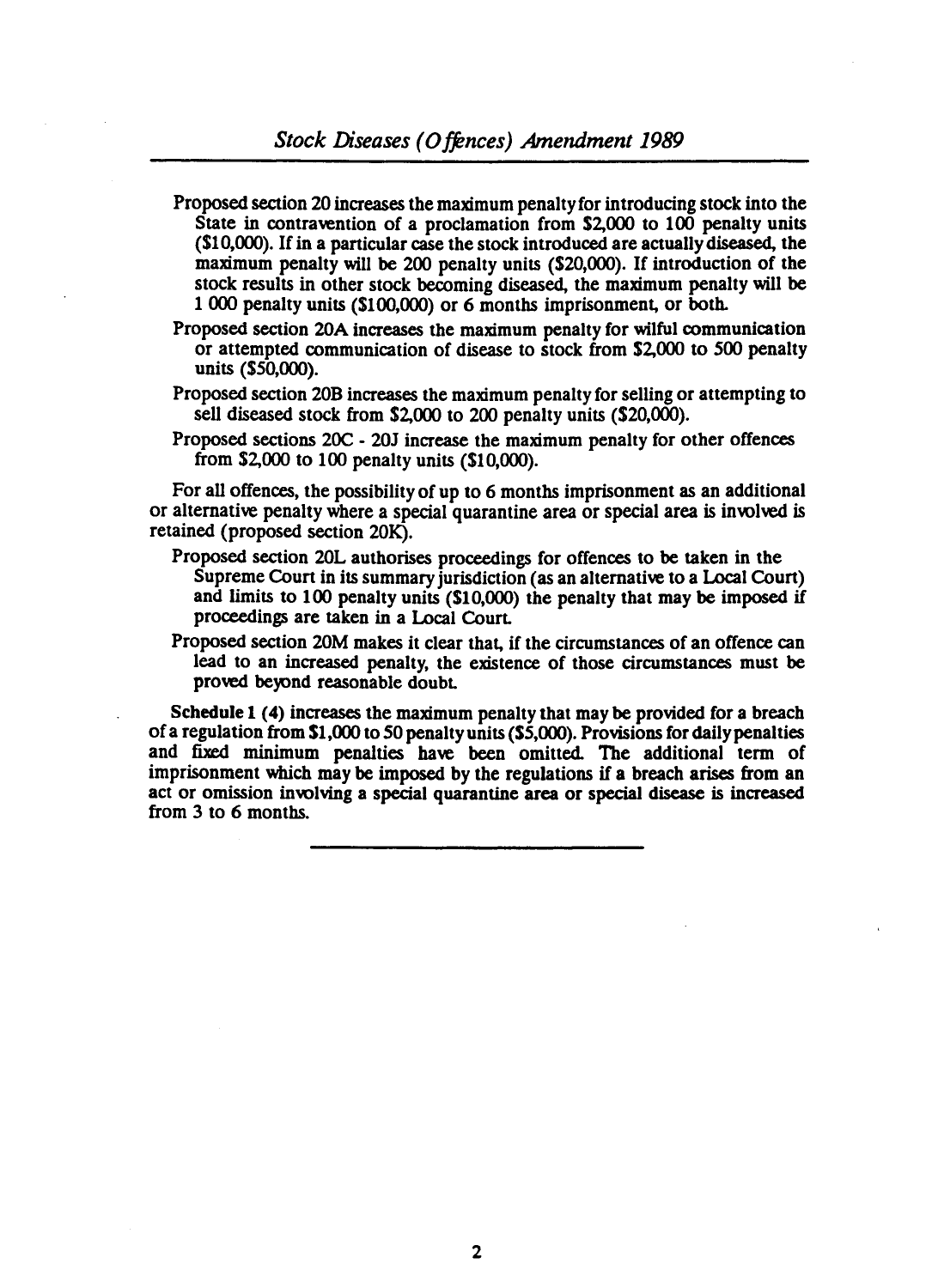Proposed section 20 increases the maximum penalty for introducing stock into the State in contravention of a proclamation from $2,000 to 100 penalty units ($10,000). If in a particular case the stock introduced are actually diseased, the maximum penalty will be 200 penalty units ($20,000). If introduction of the stock results in other stock becoming diseased, the maximum penalty will be 1 000 penalty units ($100,000) or 6 months imprisonment, or both.

Proposed section 20A increases the maximum penalty for wilful communication or attempted communication of disease to stock from $2,000 to 500 penalty units ($50,000).

Proposed section 20B increases the maximum penalty for selling or attempting to sell diseased stock from $2,000 to 200 penalty units ($20,000).

Proposed sections 20C - 20J increase the maximum penalty for other offences from $2,000 to 100 penalty units ($10,000).

For all offences, the possibility of up to 6 months imprisonment as an additional or alternative penalty where a special quarantine area or special area is involved is retained (proposed section 20K).

Proposed section 20L authorises proceedings for offences to be taken in the Supreme Court in its summary jurisdiction (as an alternative to a Local Court) and limits to 100 penalty units ($10,000) the penalty that may be imposed if proceedings are taken in a Local Court.

Proposed section 20M makes it clear that, if the circumstances of an offence can lead to an increased penalty, the existence of those circumstances must be proved beyond reasonable doubt.

**Schedule 1 (4)** increases the maximum penalty that may be provided for a breach of a regulation from $1,000 to 50 penalty units ($5,000). Provisions for daily penalties and fixed minimum penalties have been omitted. The additional term of imprisonment which may be imposed by the regulations if a breach arises from an act or omission involving a special quarantine area or special disease is increased from 3 to 6 months.